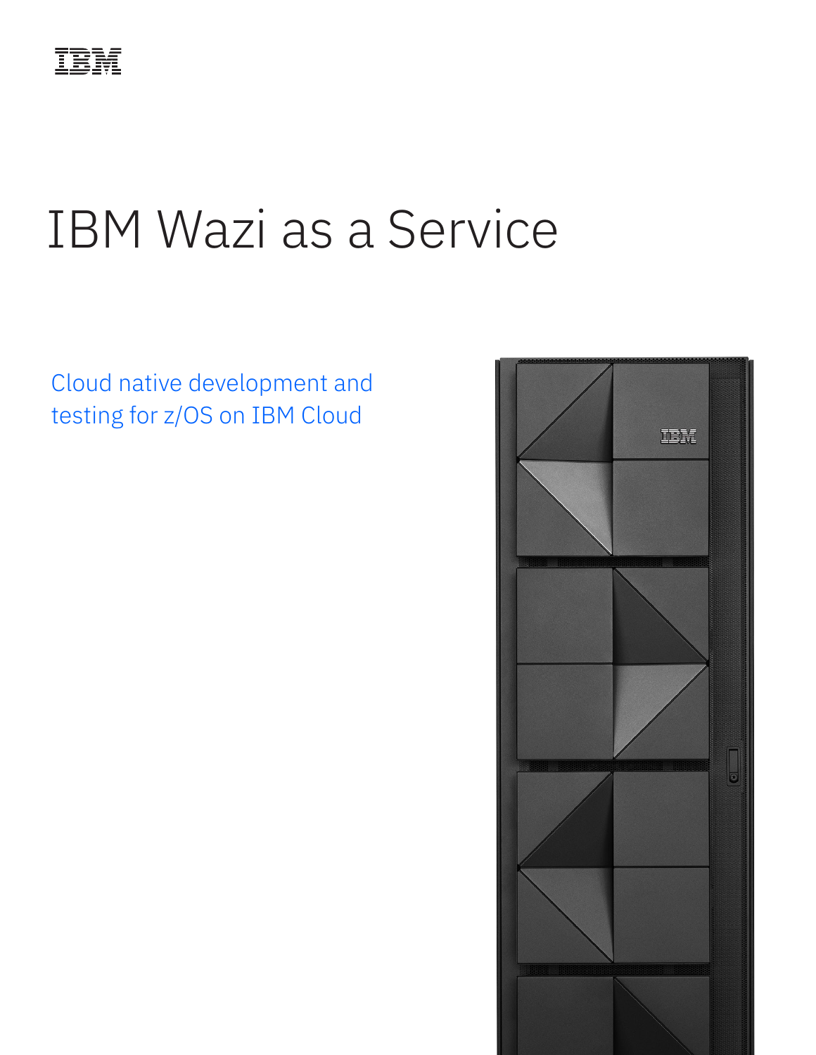IBM

# IBM Wazi as a Service

Cloud native development and testing for z/OS on IBM Cloud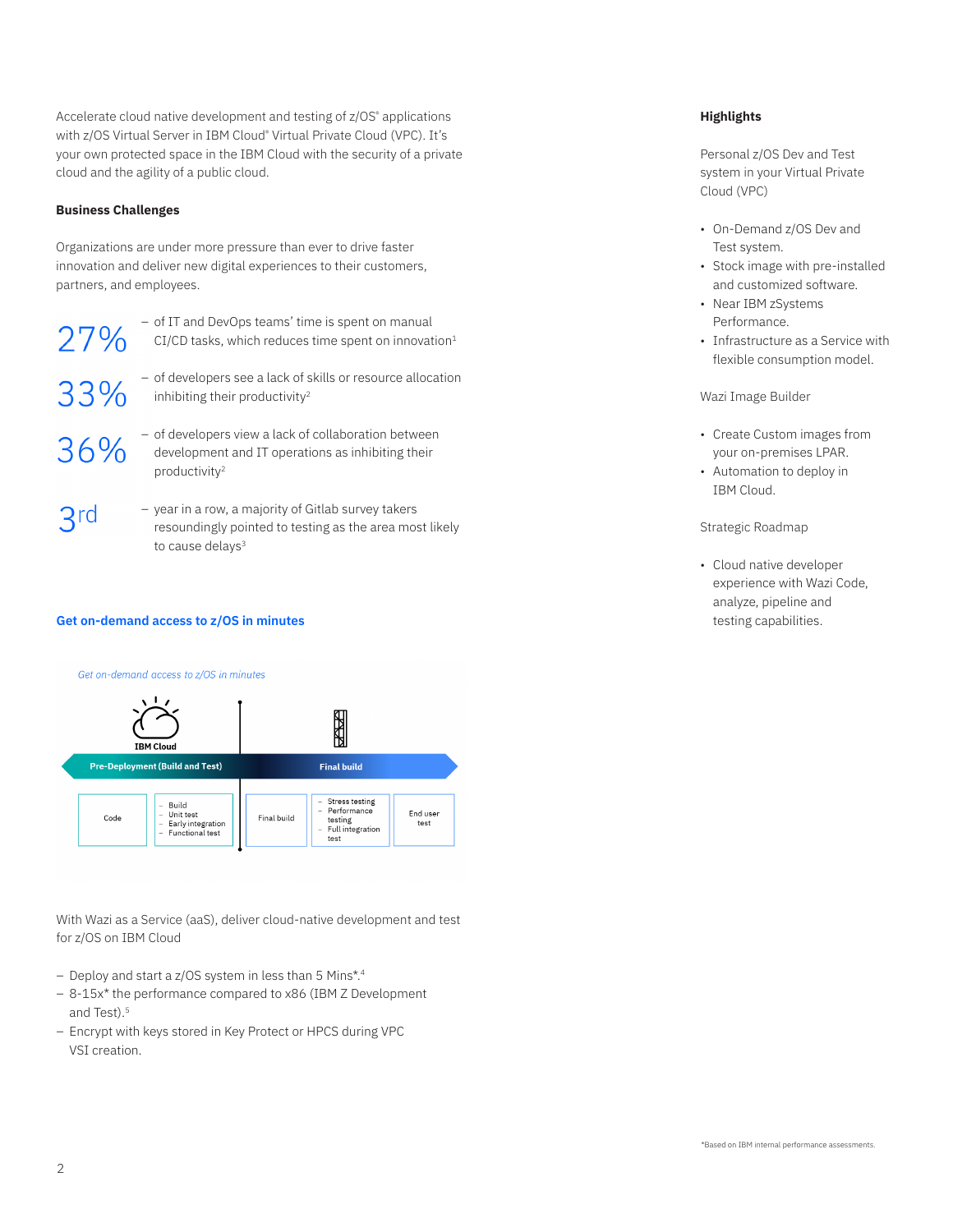Accelerate cloud native development and testing of z/OS® applications with z/OS Virtual Server in IBM Cloud® Virtual Private Cloud (VPC). It's your own protected space in the IBM Cloud with the security of a private cloud and the agility of a public cloud.

### Business Challenges

Organizations are under more pressure than ever to drive faster innovation and deliver new digital experiences to their customers, partners, and employees.

**27%** – of IT and DevOps teams' time is spent on manual CI/CD tasks, which reduces time spent on innovation[1]

**33%** – of developers see a lack of skills or resource allocation inhibiting their productivity[2]

**36%** – of developers view a lack of collaboration between development and IT operations as inhibiting their productivity[2]

**3rd** – year in a row, a majority of Gitlab survey takers resoundingly pointed to testing as the area most likely to cause delays[3]

### Get on-demand access to z/OS in minutes

*Get on-demand access to z/OS in minutes*

IBM Cloud

| Pre-Deployment (Build and Test) | | Final build | | |
|---|---|---|---|---|
| Code | – Build<br>– Unit test<br>– Early integration<br>– Functional test | Final build | – Stress testing<br>– Performance testing<br>– Full integration test | End user test |

With Wazi as a Service (aaS), deliver cloud-native development and test for z/OS on IBM Cloud

- Deploy and start a z/OS system in less than 5 Mins*.[4]
- 8-15x* the performance compared to x86 (IBM Z Development and Test).[5]
- Encrypt with keys stored in Key Protect or HPCS during VPC VSI creation.

### Highlights

Personal z/OS Dev and Test system in your Virtual Private Cloud (VPC)

- On-Demand z/OS Dev and Test system.
- Stock image with pre-installed and customized software.
- Near IBM zSystems Performance.
- Infrastructure as a Service with flexible consumption model.

Wazi Image Builder

- Create Custom images from your on-premises LPAR.
- Automation to deploy in IBM Cloud.

Strategic Roadmap

- Cloud native developer experience with Wazi Code, analyze, pipeline and testing capabilities.

*Based on IBM internal performance assessments.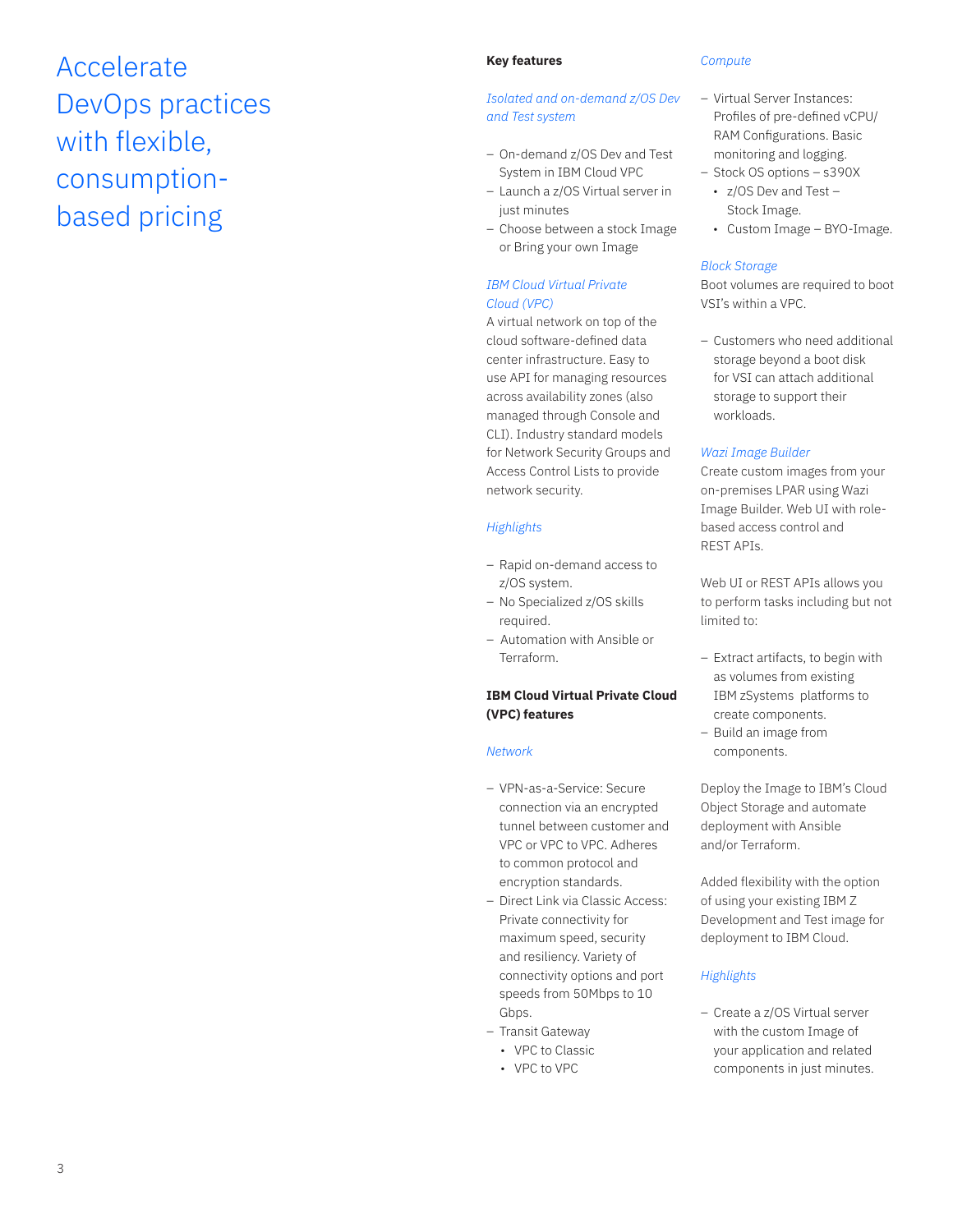# Accelerate DevOps practices with flexible, consumption-based pricing

**Key features**

*Isolated and on-demand z/OS Dev and Test system*

- On-demand z/OS Dev and Test System in IBM Cloud VPC
- Launch a z/OS Virtual server in just minutes
- Choose between a stock Image or Bring your own Image

*IBM Cloud Virtual Private Cloud (VPC)*

A virtual network on top of the cloud software-defined data center infrastructure. Easy to use API for managing resources across availability zones (also managed through Console and CLI). Industry standard models for Network Security Groups and Access Control Lists to provide network security.

*Highlights*

- Rapid on-demand access to z/OS system.
- No Specialized z/OS skills required.
- Automation with Ansible or Terraform.

**IBM Cloud Virtual Private Cloud (VPC) features**

*Network*

- VPN-as-a-Service: Secure connection via an encrypted tunnel between customer and VPC or VPC to VPC. Adheres to common protocol and encryption standards.
- Direct Link via Classic Access: Private connectivity for maximum speed, security and resiliency. Variety of connectivity options and port speeds from 50Mbps to 10 Gbps.
- Transit Gateway
  - VPC to Classic
  - VPC to VPC

*Compute*

- Virtual Server Instances: Profiles of pre-defined vCPU/ RAM Configurations. Basic monitoring and logging.
- Stock OS options – s390X
  - z/OS Dev and Test – Stock Image.
  - Custom Image – BYO-Image.

*Block Storage*

Boot volumes are required to boot VSI's within a VPC.

- Customers who need additional storage beyond a boot disk for VSI can attach additional storage to support their workloads.

*Wazi Image Builder*

Create custom images from your on-premises LPAR using Wazi Image Builder. Web UI with role-based access control and REST APIs.

Web UI or REST APIs allows you to perform tasks including but not limited to:

- Extract artifacts, to begin with as volumes from existing IBM zSystems platforms to create components.
- Build an image from components.

Deploy the Image to IBM's Cloud Object Storage and automate deployment with Ansible and/or Terraform.

Added flexibility with the option of using your existing IBM Z Development and Test image for deployment to IBM Cloud.

*Highlights*

- Create a z/OS Virtual server with the custom Image of your application and related components in just minutes.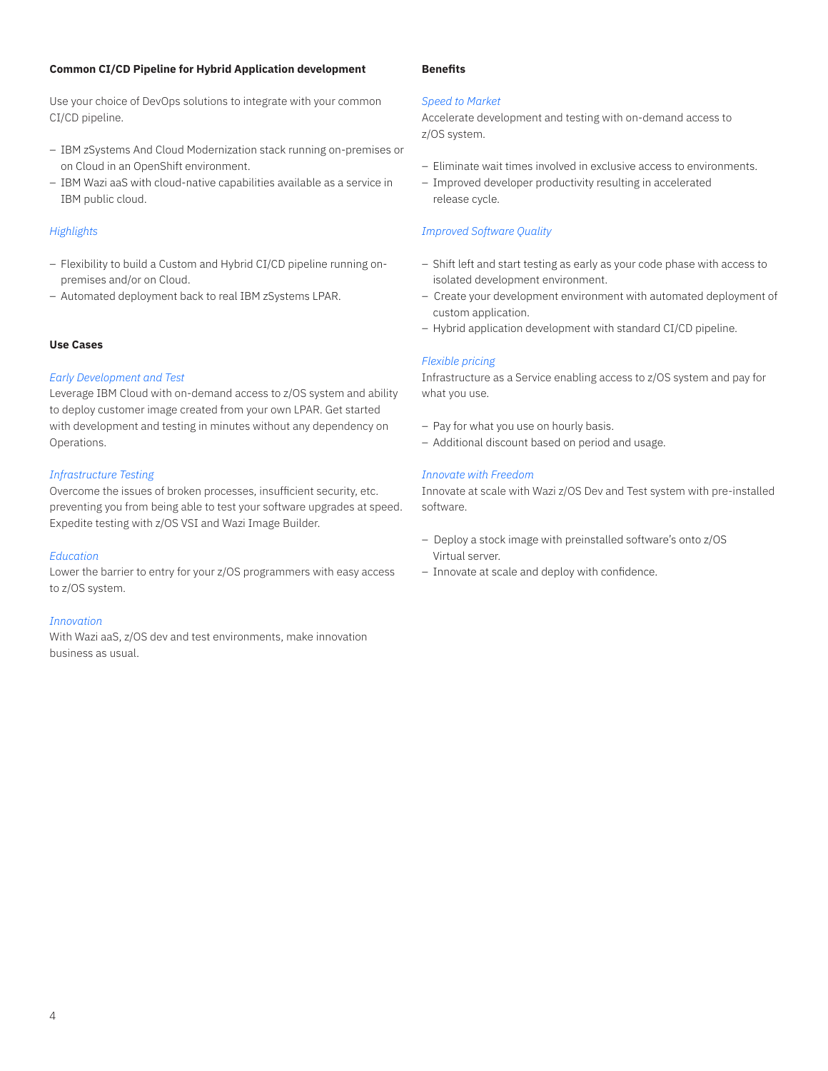### Common CI/CD Pipeline for Hybrid Application development

Use your choice of DevOps solutions to integrate with your common CI/CD pipeline.

- IBM zSystems And Cloud Modernization stack running on-premises or on Cloud in an OpenShift environment.
- IBM Wazi aaS with cloud-native capabilities available as a service in IBM public cloud.

*Highlights*

- Flexibility to build a Custom and Hybrid CI/CD pipeline running on-premises and/or on Cloud.
- Automated deployment back to real IBM zSystems LPAR.

### Use Cases

*Early Development and Test*
Leverage IBM Cloud with on-demand access to z/OS system and ability to deploy customer image created from your own LPAR. Get started with development and testing in minutes without any dependency on Operations.

*Infrastructure Testing*
Overcome the issues of broken processes, insufficient security, etc. preventing you from being able to test your software upgrades at speed. Expedite testing with z/OS VSI and Wazi Image Builder.

*Education*
Lower the barrier to entry for your z/OS programmers with easy access to z/OS system.

*Innovation*
With Wazi aaS, z/OS dev and test environments, make innovation business as usual.

### Benefits

*Speed to Market*
Accelerate development and testing with on-demand access to z/OS system.

- Eliminate wait times involved in exclusive access to environments.
- Improved developer productivity resulting in accelerated release cycle.

*Improved Software Quality*

- Shift left and start testing as early as your code phase with access to isolated development environment.
- Create your development environment with automated deployment of custom application.
- Hybrid application development with standard CI/CD pipeline.

*Flexible pricing*
Infrastructure as a Service enabling access to z/OS system and pay for what you use.

- Pay for what you use on hourly basis.
- Additional discount based on period and usage.

*Innovate with Freedom*
Innovate at scale with Wazi z/OS Dev and Test system with pre-installed software.

- Deploy a stock image with preinstalled software's onto z/OS Virtual server.
- Innovate at scale and deploy with confidence.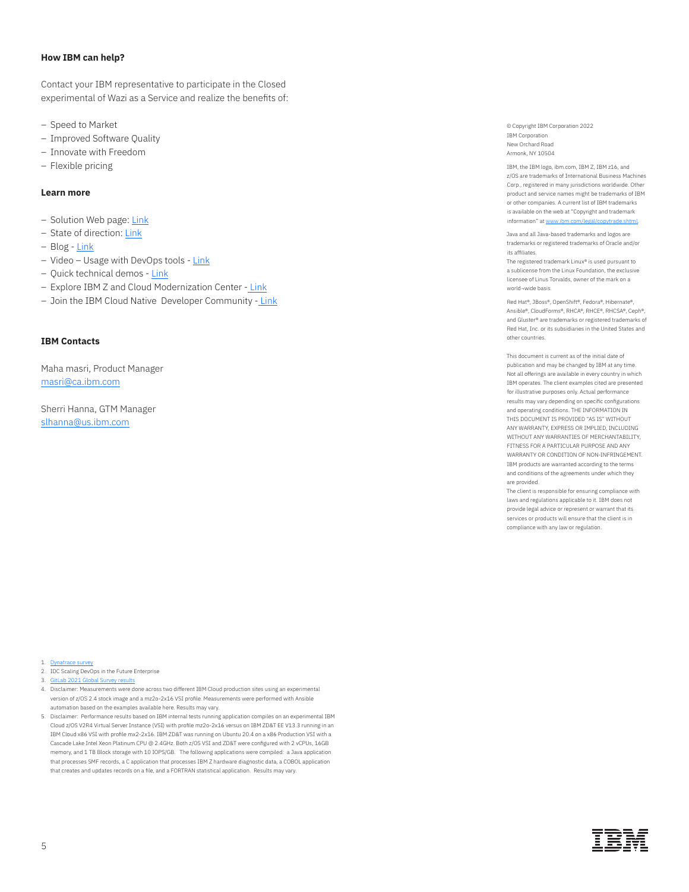**How IBM can help?**

Contact your IBM representative to participate in the Closed experimental of Wazi as a Service and realize the benefits of:

- Speed to Market
- Improved Software Quality
- Innovate with Freedom
- Flexible pricing

**Learn more**

- Solution Web page: Link
- State of direction: Link
- Blog - Link
- Video – Usage with DevOps tools - Link
- Quick technical demos - Link
- Explore IBM Z and Cloud Modernization Center - Link
- Join the IBM Cloud Native Developer Community - Link

**IBM Contacts**

Maha masri, Product Manager
masri@ca.ibm.com

Sherri Hanna, GTM Manager
slhanna@us.ibm.com

© Copyright IBM Corporation 2022
IBM Corporation
New Orchard Road
Armonk, NY 10504

IBM, the IBM logo, ibm.com, IBM Z, IBM z16, and z/OS are trademarks of International Business Machines Corp., registered in many jurisdictions worldwide. Other product and service names might be trademarks of IBM or other companies. A current list of IBM trademarks is available on the web at "Copyright and trademark information" at www.ibm.com/legal/copytrade.shtml.

Java and all Java-based trademarks and logos are trademarks or registered trademarks of Oracle and/or its affiliates.
The registered trademark Linux® is used pursuant to a sublicense from the Linux Foundation, the exclusive licensee of Linus Torvalds, owner of the mark on a world-wide basis.

Red Hat®, JBoss®, OpenShift®, Fedora®, Hibernate®, Ansible®, CloudForms®, RHCA®, RHCE®, RHCSA®, Ceph®, and Gluster® are trademarks or registered trademarks of Red Hat, Inc. or its subsidiaries in the United States and other countries.

This document is current as of the initial date of publication and may be changed by IBM at any time. Not all offerings are available in every country in which IBM operates. The client examples cited are presented for illustrative purposes only. Actual performance results may vary depending on specific configurations and operating conditions. THE INFORMATION IN THIS DOCUMENT IS PROVIDED "AS IS" WITHOUT ANY WARRANTY, EXPRESS OR IMPLIED, INCLUDING WITHOUT ANY WARRANTIES OF MERCHANTABILITY, FITNESS FOR A PARTICULAR PURPOSE AND ANY WARRANTY OR CONDITION OF NON-INFRINGEMENT. IBM products are warranted according to the terms and conditions of the agreements under which they are provided.
The client is responsible for ensuring compliance with laws and regulations applicable to it. IBM does not provide legal advice or represent or warrant that its services or products will ensure that the client is in compliance with any law or regulation.

1. Dynatrace survey
2. IDC Scaling DevOps in the Future Enterprise
3. GitLab 2021 Global Survey results
4. Disclaimer: Measurements were done across two different IBM Cloud production sites using an experimental version of z/OS 2.4 stock image and a mz2o-2x16 VSI profile. Measurements were performed with Ansible automation based on the examples available here. Results may vary.
5. Disclaimer: Performance results based on IBM internal tests running application compiles on an experimental IBM Cloud z/OS V2R4 Virtual Server Instance (VSI) with profile mz2o-2x16 versus on IBM ZD&T EE V13.3 running in an IBM Cloud x86 VSI with profile mx2-2x16. IBM ZD&T was running on Ubuntu 20.4 on a x86 Production VSI with a Cascade Lake Intel Xeon Platinum CPU @ 2.4GHz. Both z/OS VSI and ZD&T were configured with 2 vCPUs, 16GB memory, and 1 TB Block storage with 10 IOPS/GB. The following applications were compiled: a Java application that processes SMF records, a C application that processes IBM Z hardware diagnostic data, a COBOL application that creates and updates records on a file, and a FORTRAN statistical application. Results may vary.